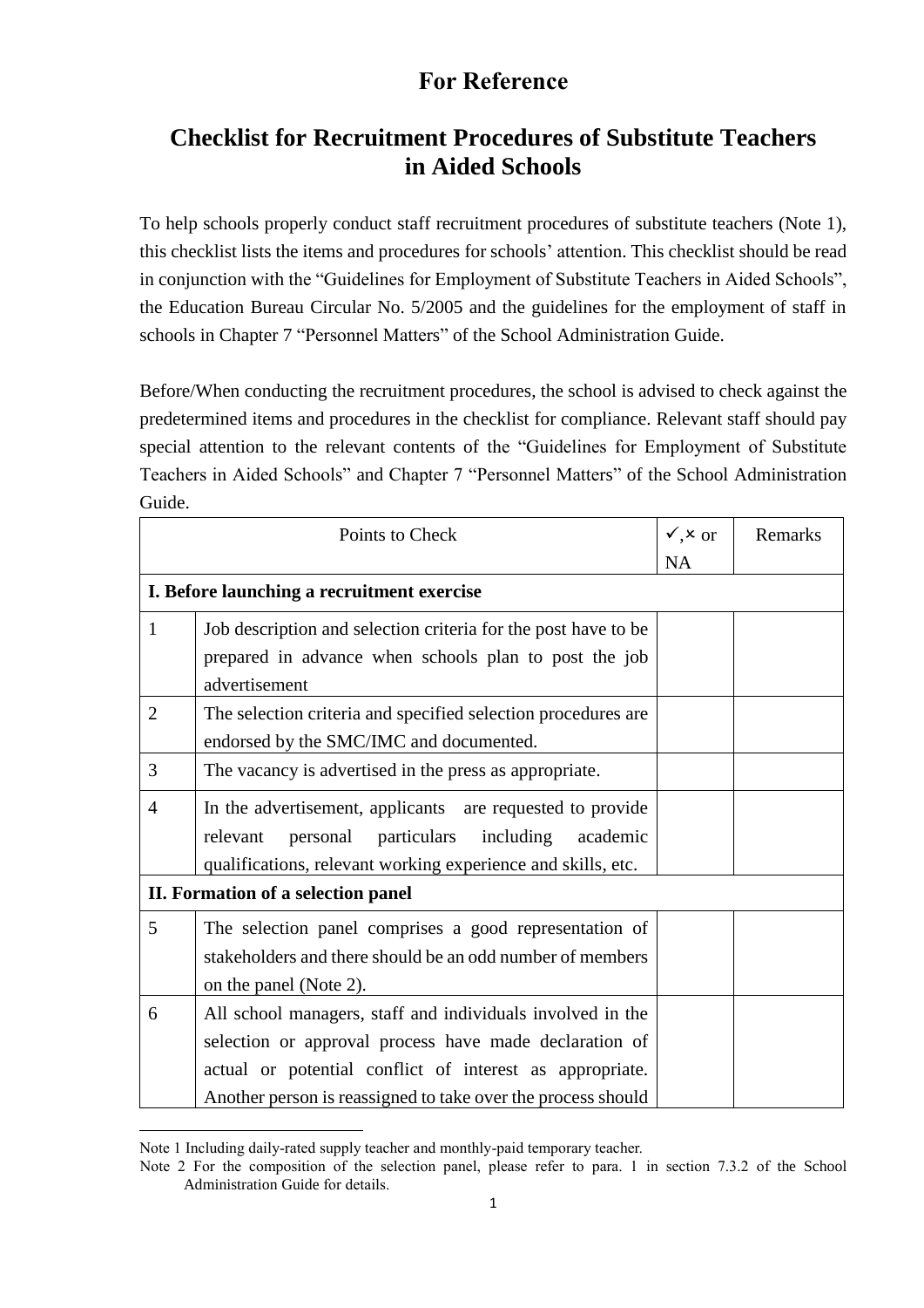# For Reference

## Checklist for Recruitment Procedures of Substitute Teachers in Aided Schools

To help schools properly conduct staff recruitment procedures of substitute teachers (Note 1), this checklist lists the items and procedures for schools' attention. This checklist should be read in conjunction with the "Guidelines for Employment of Substitute Teachers in Aided Schools", the Education Bureau Circular No. 5/2005 and the guidelines for the employment of staff in schools in Chapter 7 "Personnel Matters" of the School Administration Guide.

Before/When conducting the recruitment procedures, the school is advised to check against the predetermined items and procedures in the checklist for compliance. Relevant staff should pay special attention to the relevant contents of the "Guidelines for Employment of Substitute Teachers in Aided Schools" and Chapter 7 "Personnel Matters" of the School Administration Guide.

| Points to Check | | ✓,× or NA | Remarks |
|---|---|---|---|
| **I. Before launching a recruitment exercise** | | | |
| 1 | Job description and selection criteria for the post have to be prepared in advance when schools plan to post the job advertisement | | |
| 2 | The selection criteria and specified selection procedures are endorsed by the SMC/IMC and documented. | | |
| 3 | The vacancy is advertised in the press as appropriate. | | |
| 4 | In the advertisement, applicants are requested to provide relevant personal particulars including academic qualifications, relevant working experience and skills, etc. | | |
| **II. Formation of a selection panel** | | | |
| 5 | The selection panel comprises a good representation of stakeholders and there should be an odd number of members on the panel (Note 2). | | |
| 6 | All school managers, staff and individuals involved in the selection or approval process have made declaration of actual or potential conflict of interest as appropriate. Another person is reassigned to take over the process should | | |

Note 1 Including daily-rated supply teacher and monthly-paid temporary teacher.

Note 2 For the composition of the selection panel, please refer to para. 1 in section 7.3.2 of the School Administration Guide for details.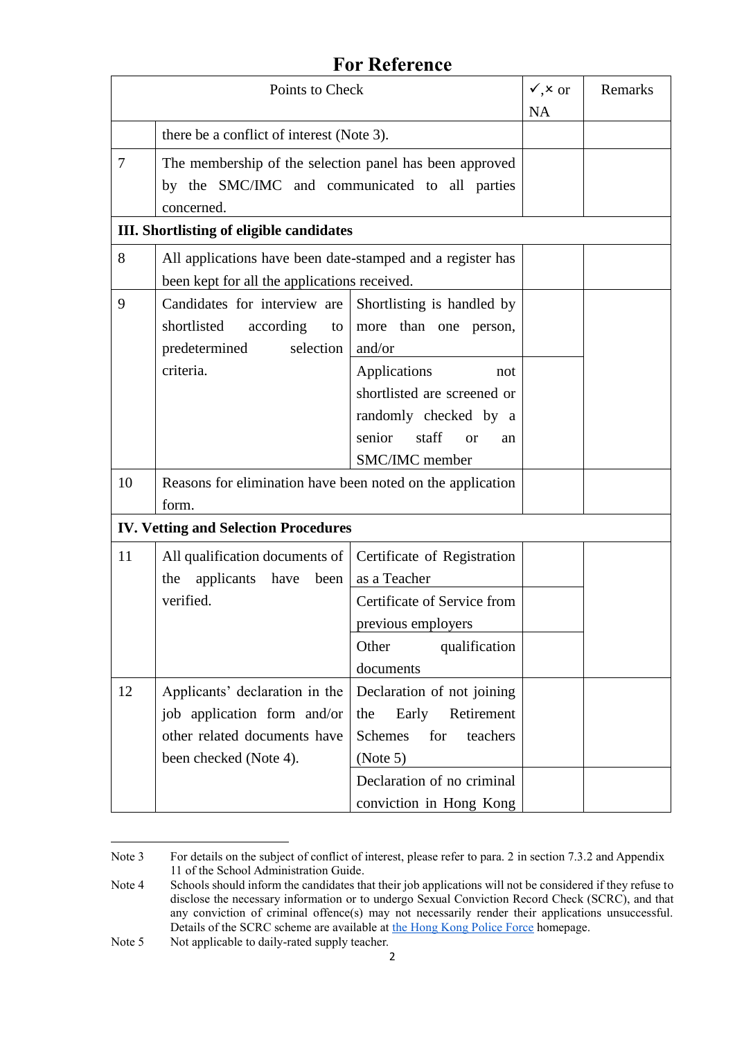## For Reference

| | Points to Check | | ✓,× or NA | Remarks |
|---|---|---|---|---|
| | there be a conflict of interest (Note 3). | | | |
| 7 | The membership of the selection panel has been approved by the SMC/IMC and communicated to all parties concerned. | | | |
| **III. Shortlisting of eligible candidates** | | | | |
| 8 | All applications have been date-stamped and a register has been kept for all the applications received. | | | |
| 9 | Candidates for interview are shortlisted according to predetermined selection criteria. | Shortlisting is handled by more than one person, and/or | | |
| | | Applications not shortlisted are screened or randomly checked by a senior staff or an SMC/IMC member | | |
| 10 | Reasons for elimination have been noted on the application form. | | | |
| **IV. Vetting and Selection Procedures** | | | | |
| 11 | All qualification documents of the applicants have been verified. | Certificate of Registration as a Teacher | | |
| | | Certificate of Service from previous employers | | |
| | | Other qualification documents | | |
| 12 | Applicants' declaration in the job application form and/or other related documents have been checked (Note 4). | Declaration of not joining the Early Retirement Schemes for teachers (Note 5) | | |
| | | Declaration of no criminal conviction in Hong Kong | | |

Note 3 For details on the subject of conflict of interest, please refer to para. 2 in section 7.3.2 and Appendix 11 of the School Administration Guide.

Note 4 Schools should inform the candidates that their job applications will not be considered if they refuse to disclose the necessary information or to undergo Sexual Conviction Record Check (SCRC), and that any conviction of criminal offence(s) may not necessarily render their applications unsuccessful. Details of the SCRC scheme are available at the Hong Kong Police Force homepage.

Note 5 Not applicable to daily-rated supply teacher.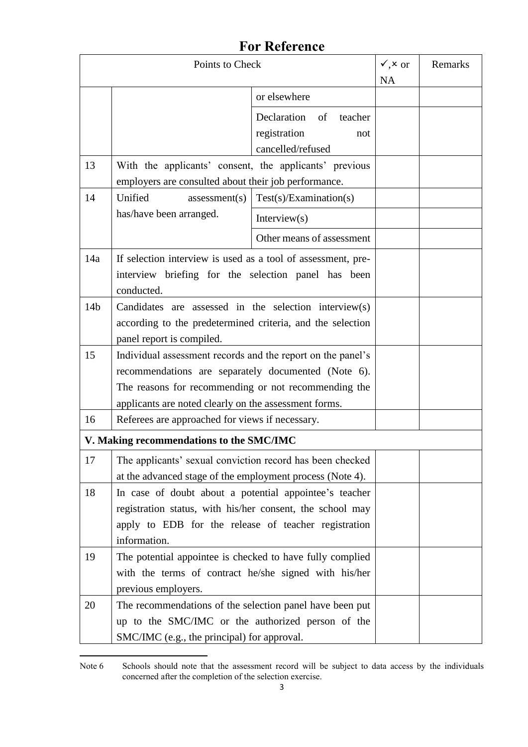# For Reference

| Points to Check | | | ✓,× or NA | Remarks |
|---|---|---|---|---|
| | | or elsewhere | | |
| | | Declaration of teacher registration not cancelled/refused | | |
| 13 | With the applicants' consent, the applicants' previous employers are consulted about their job performance. | | | |
| 14 | Unified assessment(s) has/have been arranged. | Test(s)/Examination(s) | | |
| | | Interview(s) | | |
| | | Other means of assessment | | |
| 14a | If selection interview is used as a tool of assessment, pre-interview briefing for the selection panel has been conducted. | | | |
| 14b | Candidates are assessed in the selection interview(s) according to the predetermined criteria, and the selection panel report is compiled. | | | |
| 15 | Individual assessment records and the report on the panel's recommendations are separately documented (Note 6). The reasons for recommending or not recommending the applicants are noted clearly on the assessment forms. | | | |
| 16 | Referees are approached for views if necessary. | | | |
| **V. Making recommendations to the SMC/IMC** | | | | |
| 17 | The applicants' sexual conviction record has been checked at the advanced stage of the employment process (Note 4). | | | |
| 18 | In case of doubt about a potential appointee's teacher registration status, with his/her consent, the school may apply to EDB for the release of teacher registration information. | | | |
| 19 | The potential appointee is checked to have fully complied with the terms of contract he/she signed with his/her previous employers. | | | |
| 20 | The recommendations of the selection panel have been put up to the SMC/IMC or the authorized person of the SMC/IMC (e.g., the principal) for approval. | | | |

Note 6 Schools should note that the assessment record will be subject to data access by the individuals concerned after the completion of the selection exercise.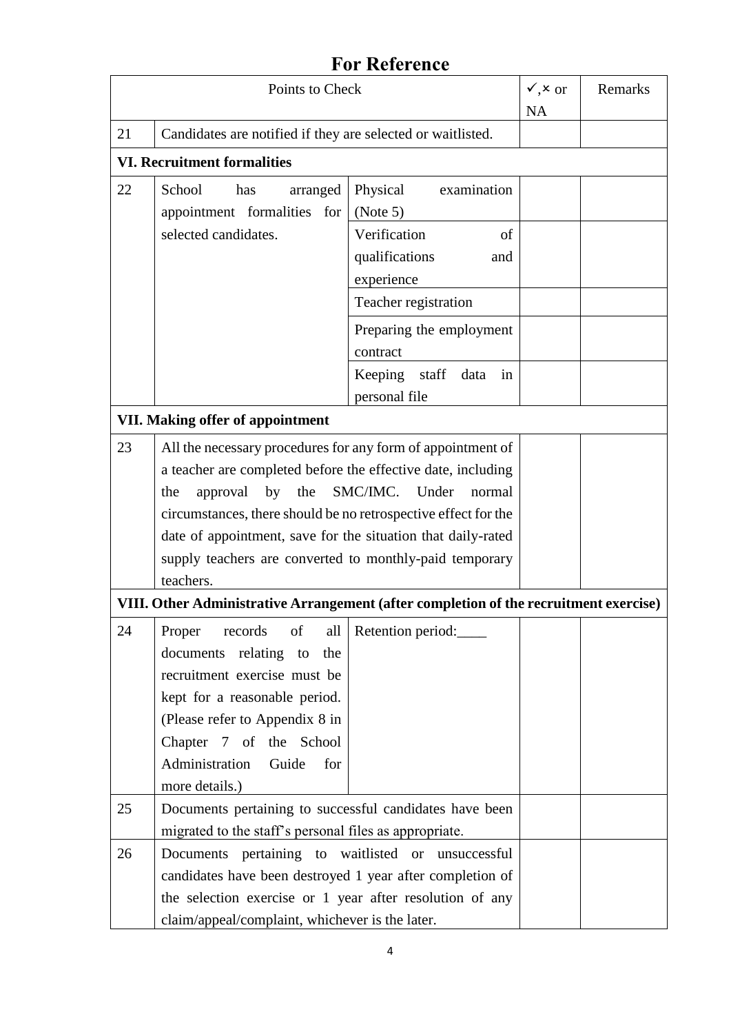# For Reference

| Points to Check | | | ✓,× or NA | Remarks |
|---|---|---|---|---|
| 21 | Candidates are notified if they are selected or waitlisted. | | | |
| **VI. Recruitment formalities** | | | | |
| 22 | School has arranged appointment formalities for selected candidates. | Physical examination (Note 5) | | |
| | | Verification of qualifications and experience | | |
| | | Teacher registration | | |
| | | Preparing the employment contract | | |
| | | Keeping staff data in personal file | | |
| **VII. Making offer of appointment** | | | | |
| 23 | All the necessary procedures for any form of appointment of a teacher are completed before the effective date, including the approval by the SMC/IMC. Under normal circumstances, there should be no retrospective effect for the date of appointment, save for the situation that daily-rated supply teachers are converted to monthly-paid temporary teachers. | | | |
| **VIII. Other Administrative Arrangement (after completion of the recruitment exercise)** | | | | |
| 24 | Proper records of all documents relating to the recruitment exercise must be kept for a reasonable period. (Please refer to Appendix 8 in Chapter 7 of the School Administration Guide for more details.) | Retention period:____ | | |
| 25 | Documents pertaining to successful candidates have been migrated to the staff's personal files as appropriate. | | | |
| 26 | Documents pertaining to waitlisted or unsuccessful candidates have been destroyed 1 year after completion of the selection exercise or 1 year after resolution of any claim/appeal/complaint, whichever is the later. | | | |